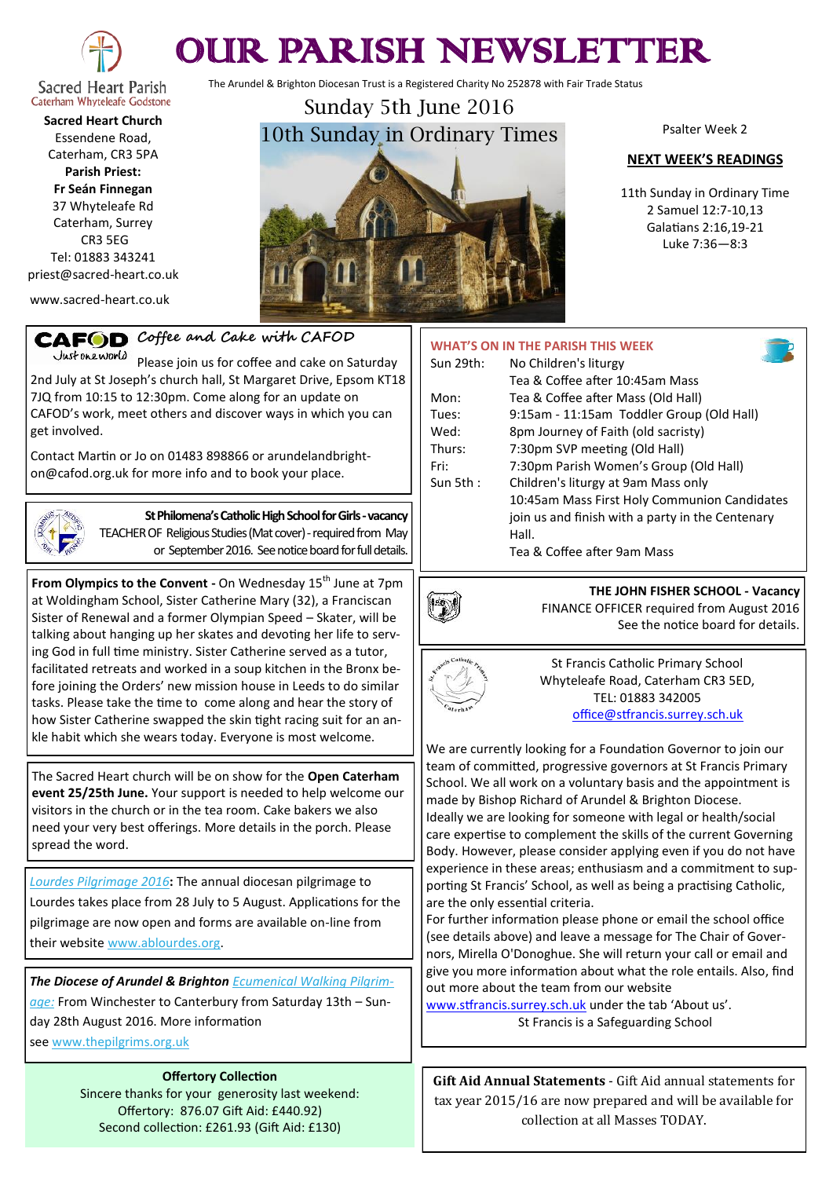# OUR PARISH NEWSLETTER

Sacred Heart Parish
Caterham Whyteleafe Godstone

**Sacred Heart Church**
Essendene Road,
Caterham, CR3 5PA

**Parish Priest:**
**Fr Seán Finnegan**
37 Whyteleafe Rd
Caterham, Surrey
CR3 5EG
Tel: 01883 343241
priest@sacred-heart.co.uk

www.sacred-heart.co.uk

The Arundel & Brighton Diocesan Trust is a Registered Charity No 252878 with Fair Trade Status

## Sunday 5th June 2016

## 10th Sunday in Ordinary Times

Psalter Week 2

**NEXT WEEK'S READINGS**

11th Sunday in Ordinary Time
2 Samuel 12:7-10,13
Galatians 2:16,19-21
Luke 7:36—8:3

### CAFOD Just one world — Coffee and Cake with CAFOD

Please join us for coffee and cake on Saturday 2nd July at St Joseph's church hall, St Margaret Drive, Epsom KT18 7JQ from 10:15 to 12:30pm. Come along for an update on CAFOD's work, meet others and discover ways in which you can get involved.

Contact Martin or Jo on 01483 898866 or arundelandbrighton@cafod.org.uk for more info and to book your place.

**St Philomena's Catholic High School for Girls - vacancy**
TEACHER OF Religious Studies (Mat cover) - required from May or September 2016. See notice board for full details.

**From Olympics to the Convent -** On Wednesday 15th June at 7pm at Woldingham School, Sister Catherine Mary (32), a Franciscan Sister of Renewal and a former Olympian Speed – Skater, will be talking about hanging up her skates and devoting her life to serving God in full time ministry. Sister Catherine served as a tutor, facilitated retreats and worked in a soup kitchen in the Bronx before joining the Orders' new mission house in Leeds to do similar tasks. Please take the time to come along and hear the story of how Sister Catherine swapped the skin tight racing suit for an ankle habit which she wears today. Everyone is most welcome.

The Sacred Heart church will be on show for the **Open Caterham event 25/25th June.** Your support is needed to help welcome our visitors in the church or in the tea room. Cake bakers we also need your very best offerings. More details in the porch. Please spread the word.

*Lourdes Pilgrimage 2016***:** The annual diocesan pilgrimage to Lourdes takes place from 28 July to 5 August. Applications for the pilgrimage are now open and forms are available on-line from their website www.ablourdes.org.

***The Diocese of Arundel & Brighton*** *Ecumenical Walking Pilgrimage:* From Winchester to Canterbury from Saturday 13th – Sunday 28th August 2016. More information see www.thepilgrims.org.uk

**Offertory Collection**
Sincere thanks for your generosity last weekend:
Offertory: 876.07 Gift Aid: £440.92)
Second collection: £261.93 (Gift Aid: £130)

### WHAT'S ON IN THE PARISH THIS WEEK

| | |
|---|---|
| Sun 29th: | No Children's liturgy<br>Tea & Coffee after 10:45am Mass |
| Mon: | Tea & Coffee after Mass (Old Hall) |
| Tues: | 9:15am - 11:15am Toddler Group (Old Hall) |
| Wed: | 8pm Journey of Faith (old sacristy) |
| Thurs: | 7:30pm SVP meeting (Old Hall) |
| Fri: | 7:30pm Parish Women's Group (Old Hall) |
| Sun 5th : | Children's liturgy at 9am Mass only<br>10:45am Mass First Holy Communion Candidates join us and finish with a party in the Centenary Hall.<br>Tea & Coffee after 9am Mass |

**THE JOHN FISHER SCHOOL - Vacancy**
FINANCE OFFICER required from August 2016
See the notice board for details.

St Francis Catholic Primary School
Whyteleafe Road, Caterham CR3 5ED,
TEL: 01883 342005
office@stfrancis.surrey.sch.uk

We are currently looking for a Foundation Governor to join our team of committed, progressive governors at St Francis Primary School. We all work on a voluntary basis and the appointment is made by Bishop Richard of Arundel & Brighton Diocese. Ideally we are looking for someone with legal or health/social care expertise to complement the skills of the current Governing Body. However, please consider applying even if you do not have experience in these areas; enthusiasm and a commitment to supporting St Francis' School, as well as being a practising Catholic, are the only essential criteria.
For further information please phone or email the school office (see details above) and leave a message for The Chair of Governors, Mirella O'Donoghue. She will return your call or email and give you more information about what the role entails. Also, find out more about the team from our website www.stfrancis.surrey.sch.uk under the tab 'About us'.
St Francis is a Safeguarding School

**Gift Aid Annual Statements** - Gift Aid annual statements for tax year 2015/16 are now prepared and will be available for collection at all Masses TODAY.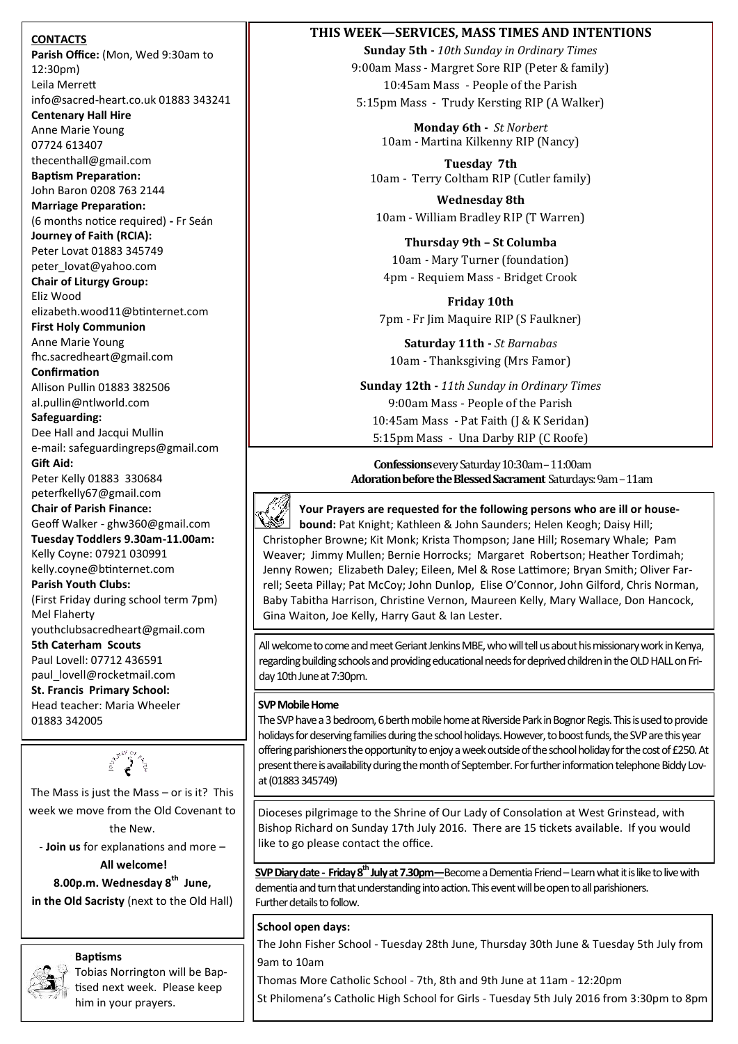**CONTACTS**

**Parish Office:** (Mon, Wed 9:30am to 12:30pm)
Leila Merrett
info@sacred-heart.co.uk 01883 343241

**Centenary Hall Hire**
Anne Marie Young
07724 613407
thecenthall@gmail.com

**Baptism Preparation:**
John Baron 0208 763 2144

**Marriage Preparation:**
(6 months notice required) **-** Fr Seán

**Journey of Faith (RCIA):**
Peter Lovat 01883 345749
peter_lovat@yahoo.com

**Chair of Liturgy Group:**
Eliz Wood
elizabeth.wood11@btinternet.com

**First Holy Communion**
Anne Marie Young
fhc.sacredheart@gmail.com

**Confirmation**
Allison Pullin 01883 382506
al.pullin@ntlworld.com

**Safeguarding:**
Dee Hall and Jacqui Mullin
e-mail: safeguardingreps@gmail.com

**Gift Aid:**
Peter Kelly 01883 330684
peterfkelly67@gmail.com

**Chair of Parish Finance:**
Geoff Walker - ghw360@gmail.com

**Tuesday Toddlers 9.30am-11.00am:**
Kelly Coyne: 07921 030991
kelly.coyne@btinternet.com

**Parish Youth Clubs:**
(First Friday during school term 7pm)
Mel Flaherty
youthclubsacredheart@gmail.com

**5th Caterham Scouts**
Paul Lovell: 07712 436591
paul_lovell@rocketmail.com

**St. Francis Primary School:**
Head teacher: Maria Wheeler
01883 342005

The Mass is just the Mass – or is it? This week we move from the Old Covenant to the New.

- **Join us** for explanations and more –

**All welcome!**

**8.00p.m. Wednesday 8th June,**

**in the Old Sacristy** (next to the Old Hall)

**Baptisms**

Tobias Norrington will be Baptised next week. Please keep him in your prayers.

## THIS WEEK—SERVICES, MASS TIMES AND INTENTIONS

**Sunday 5th -** *10th Sunday in Ordinary Times*
9:00am Mass - Margret Sore RIP (Peter & family)
10:45am Mass - People of the Parish
5:15pm Mass - Trudy Kersting RIP (A Walker)

**Monday 6th -** *St Norbert*
10am - Martina Kilkenny RIP (Nancy)

**Tuesday 7th**
10am - Terry Coltham RIP (Cutler family)

**Wednesday 8th**
10am - William Bradley RIP (T Warren)

**Thursday 9th – St Columba**
10am - Mary Turner (foundation)
4pm - Requiem Mass - Bridget Crook

**Friday 10th**
7pm - Fr Jim Maquire RIP (S Faulkner)

**Saturday 11th -** *St Barnabas*
10am - Thanksgiving (Mrs Famor)

**Sunday 12th -** *11th Sunday in Ordinary Times*
9:00am Mass - People of the Parish
10:45am Mass - Pat Faith (J & K Seridan)
5:15pm Mass - Una Darby RIP (C Roofe)

**Confessions** every Saturday 10:30am – 11:00am
**Adoration before the Blessed Sacrament** Saturdays: 9am – 11am

**Your Prayers are requested for the following persons who are ill or housebound:** Pat Knight; Kathleen & John Saunders; Helen Keogh; Daisy Hill; Christopher Browne; Kit Monk; Krista Thompson; Jane Hill; Rosemary Whale; Pam Weaver; Jimmy Mullen; Bernie Horrocks; Margaret Robertson; Heather Tordimah; Jenny Rowen; Elizabeth Daley; Eileen, Mel & Rose Lattimore; Bryan Smith; Oliver Farrell; Seeta Pillay; Pat McCoy; John Dunlop, Elise O'Connor, John Gilford, Chris Norman, Baby Tabitha Harrison, Christine Vernon, Maureen Kelly, Mary Wallace, Don Hancock, Gina Waiton, Joe Kelly, Harry Gaut & Ian Lester.

All welcome to come and meet Geriant Jenkins MBE, who will tell us about his missionary work in Kenya, regarding building schools and providing educational needs for deprived children in the OLD HALL on Friday 10th June at 7:30pm.

**SVP Mobile Home**

The SVP have a 3 bedroom, 6 berth mobile home at Riverside Park in Bognor Regis. This is used to provide holidays for deserving families during the school holidays. However, to boost funds, the SVP are this year offering parishioners the opportunity to enjoy a week outside of the school holiday for the cost of £250. At present there is availability during the month of September. For further information telephone Biddy Lovat (01883 345749)

Dioceses pilgrimage to the Shrine of Our Lady of Consolation at West Grinstead, with Bishop Richard on Sunday 17th July 2016. There are 15 tickets available. If you would like to go please contact the office.

**SVP Diary date - Friday 8th July at 7.30pm—**Become a Dementia Friend – Learn what it is like to live with dementia and turn that understanding into action. This event will be open to all parishioners. Further details to follow.

**School open days:**

The John Fisher School - Tuesday 28th June, Thursday 30th June & Tuesday 5th July from 9am to 10am

Thomas More Catholic School - 7th, 8th and 9th June at 11am - 12:20pm

St Philomena's Catholic High School for Girls - Tuesday 5th July 2016 from 3:30pm to 8pm